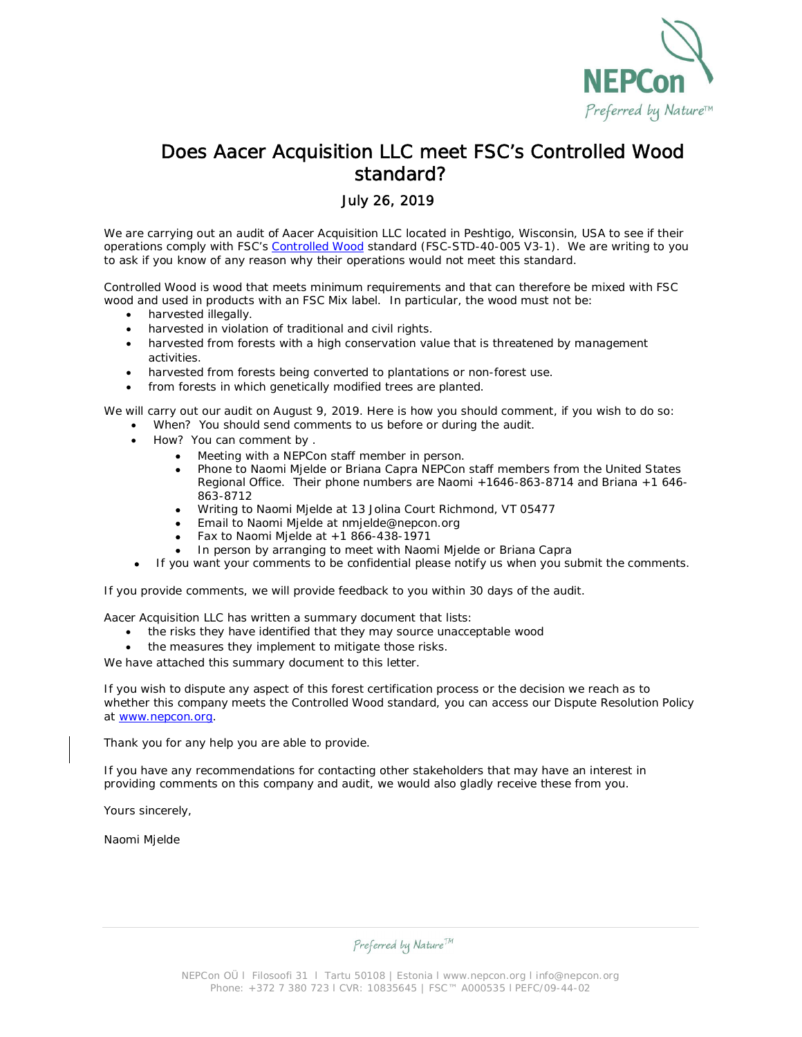# Does Aacer Acquisition LLC meet FSC's Controlled Wood standard?

July 26, 2019

We are carrying out an audit of Aacer Acquisition LLC located in Peshtigo, Wisconsin, USA to see if their operations comply with FSC's Controlled Wood standard (FSC-STD-40-005 V3-1). We are writing to you to ask if you know of any reason why their operations would not meet this standard.

Controlled Wood is wood that meets minimum requirements and that can therefore be mixed with FSC wood and used in products with an FSC Mix label. In particular, the wood must not be:

- harvested illegally.
- harvested in violation of traditional and civil rights.
- harvested from forests with a high conservation value that is threatened by management activities.
- harvested from forests being converted to plantations or non-forest use.
- from forests in which genetically modified trees are planted.

We will carry out our audit on August 9, 2019. Here is how you should comment, if you wish to do so:

- When? You should send comments to us before or during the audit.
- How? You can comment by .
  - Meeting with a NEPCon staff member in person.
  - Phone to Naomi Mjelde or Briana Capra NEPCon staff members from the United States Regional Office. Their phone numbers are Naomi +1646-863-8714 and Briana +1 646-863-8712
  - Writing to Naomi Mjelde at 13 Jolina Court Richmond, VT 05477
  - Email to Naomi Mjelde at nmjelde@nepcon.org
  - Fax to Naomi Mjelde at +1 866-438-1971
  - In person by arranging to meet with Naomi Mjelde or Briana Capra
- If you want your comments to be confidential please notify us when you submit the comments.

If you provide comments, we will provide feedback to you within 30 days of the audit.

Aacer Acquisition LLC has written a summary document that lists:

- the risks they have identified that they may source unacceptable wood
- the measures they implement to mitigate those risks.

We have attached this summary document to this letter.

If you wish to dispute any aspect of this forest certification process or the decision we reach as to whether this company meets the Controlled Wood standard, you can access our Dispute Resolution Policy at www.nepcon.org.

Thank you for any help you are able to provide.

If you have any recommendations for contacting other stakeholders that may have an interest in providing comments on this company and audit, we would also gladly receive these from you.

Yours sincerely,

Naomi Mjelde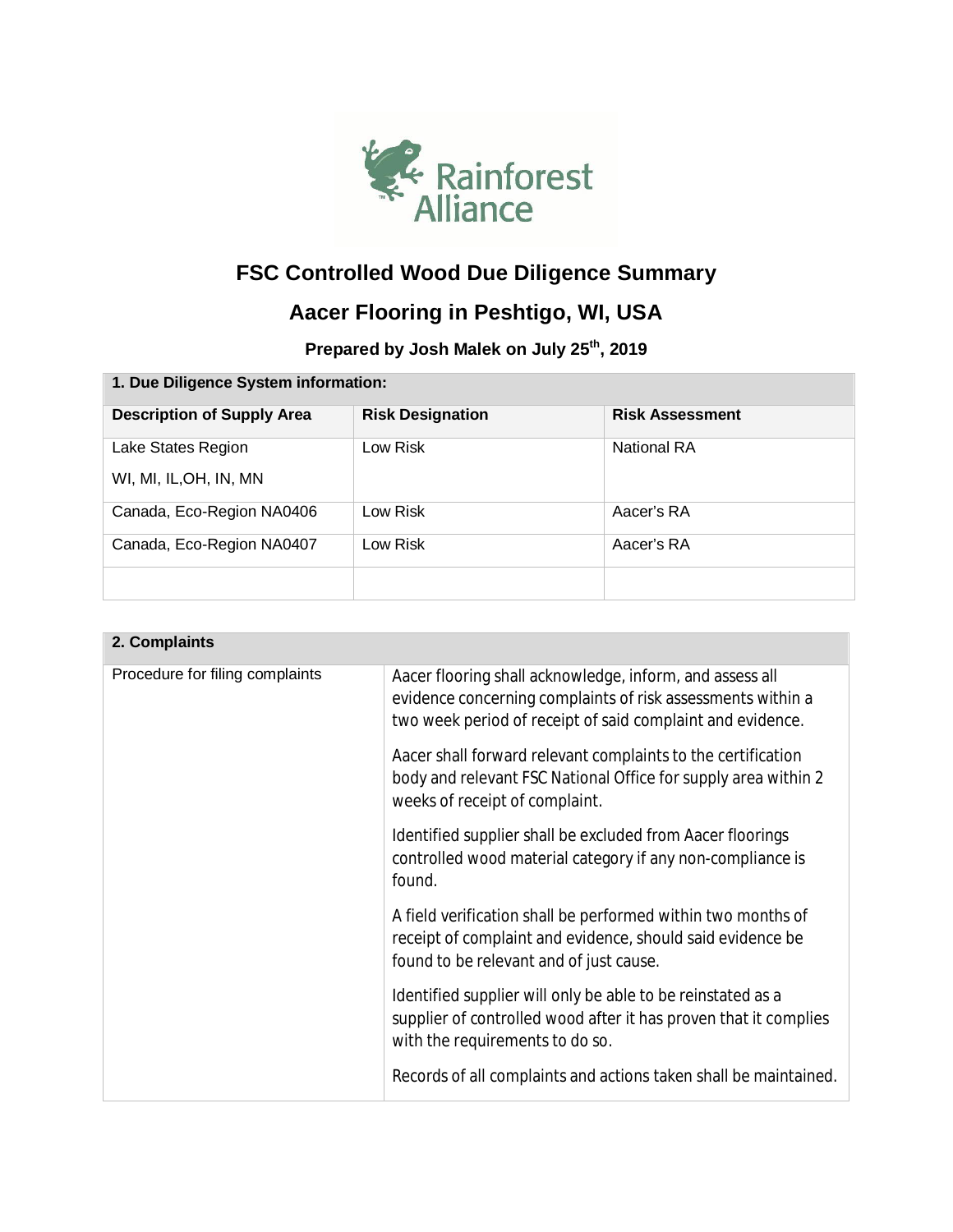# FSC Controlled Wood Due Diligence Summary

## Aacer Flooring in Peshtigo, WI, USA

### Prepared by Josh Malek on July 25th, 2019

| 1. Due Diligence System information: | | |
|---|---|---|
| **Description of Supply Area** | **Risk Designation** | **Risk Assessment** |
| Lake States Region<br>WI, MI, IL,OH, IN, MN | Low Risk | National RA |
| Canada, Eco-Region NA0406 | Low Risk | Aacer's RA |
| Canada, Eco-Region NA0407 | Low Risk | Aacer's RA |
| | | |

| 2. Complaints | |
|---|---|
| Procedure for filing complaints | Aacer flooring shall acknowledge, inform, and assess all evidence concerning complaints of risk assessments within a two week period of receipt of said complaint and evidence.<br><br>Aacer shall forward relevant complaints to the certification body and relevant FSC National Office for supply area within 2 weeks of receipt of complaint.<br><br>Identified supplier shall be excluded from Aacer floorings controlled wood material category if any non-compliance is found.<br><br>A field verification shall be performed within two months of receipt of complaint and evidence, should said evidence be found to be relevant and of just cause.<br><br>Identified supplier will only be able to be reinstated as a supplier of controlled wood after it has proven that it complies with the requirements to do so.<br><br>Records of all complaints and actions taken shall be maintained. |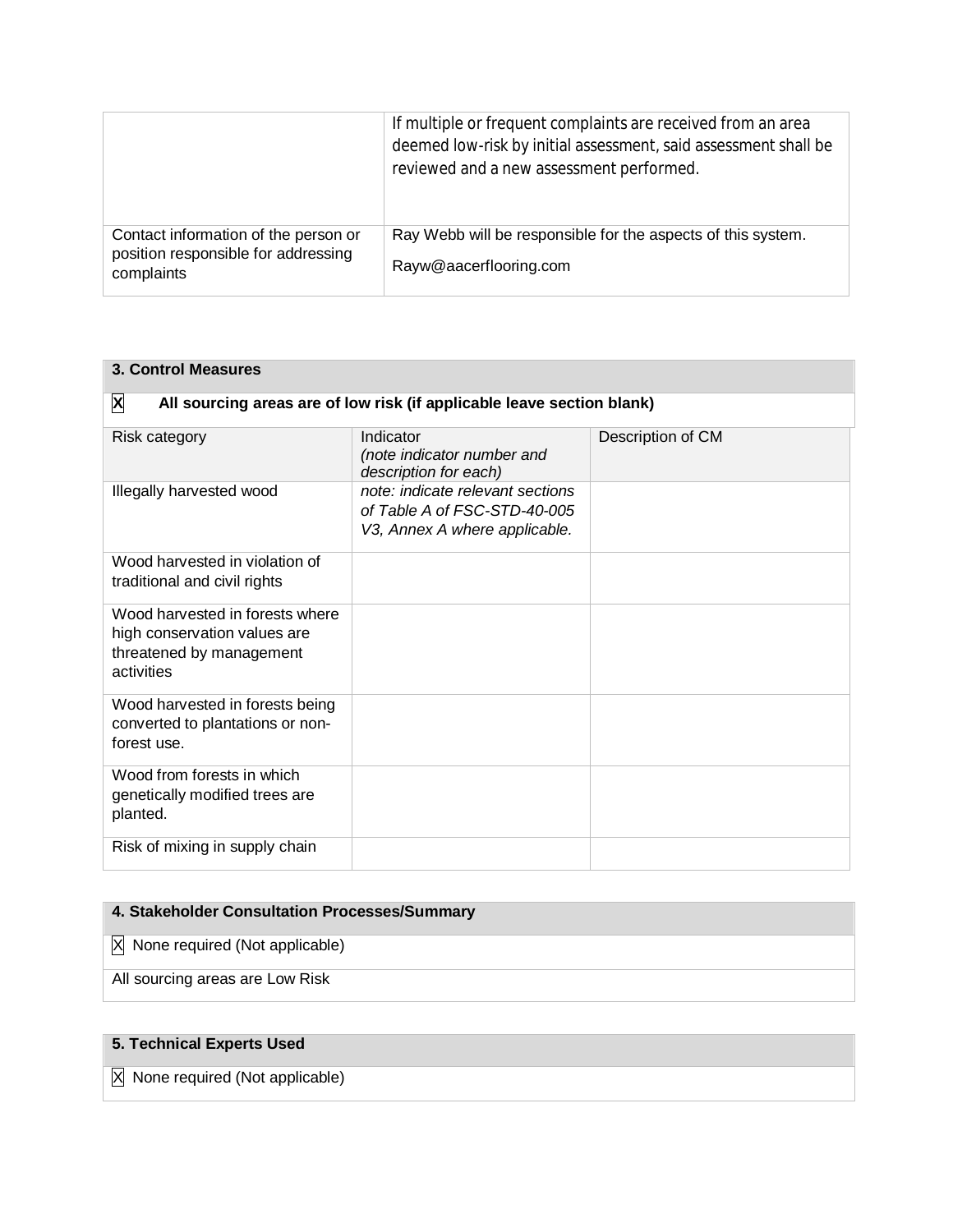| | |
|---|---|
| | If multiple or frequent complaints are received from an area deemed low-risk by initial assessment, said assessment shall be reviewed and a new assessment performed. |
| Contact information of the person or position responsible for addressing complaints | Ray Webb will be responsible for the aspects of this system.<br><br>Rayw@aacerflooring.com |

| 3. Control Measures | | |
|---|---|---|
| **☒ All sourcing areas are of low risk (if applicable leave section blank)** | | |
| Risk category | Indicator<br>*(note indicator number and description for each)* | Description of CM |
| Illegally harvested wood | *note: indicate relevant sections of Table A of FSC-STD-40-005 V3, Annex A where applicable.* | |
| Wood harvested in violation of traditional and civil rights | | |
| Wood harvested in forests where high conservation values are threatened by management activities | | |
| Wood harvested in forests being converted to plantations or non-forest use. | | |
| Wood from forests in which genetically modified trees are planted. | | |
| Risk of mixing in supply chain | | |

| 4. Stakeholder Consultation Processes/Summary |
|---|
| ☒ None required (Not applicable) |
| All sourcing areas are Low Risk |

| 5. Technical Experts Used |
|---|
| ☒ None required (Not applicable) |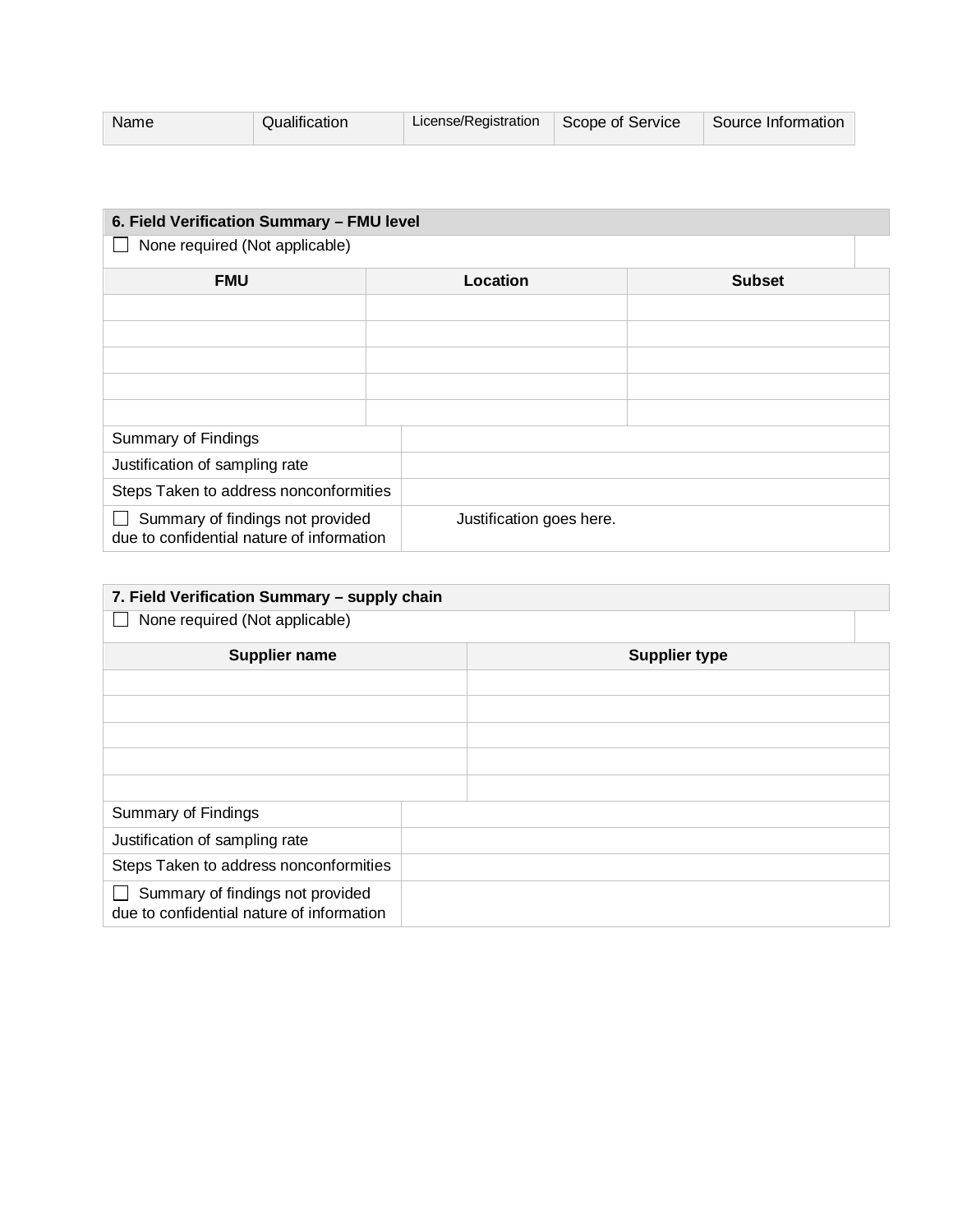| Name | Qualification | License/Registration | Scope of Service | Source Information |
|---|---|---|---|---|

| 6. Field Verification Summary – FMU level | | |
|---|---|---|
| ☐ None required (Not applicable) | | |
| **FMU** | **Location** | **Subset** |
| | | |
| | | |
| | | |
| | | |
| | | |

| | |
|---|---|
| Summary of Findings | |
| Justification of sampling rate | |
| Steps Taken to address nonconformities | |
| ☐ Summary of findings not provided due to confidential nature of information | Justification goes here. |

| 7. Field Verification Summary – supply chain | |
|---|---|
| ☐ None required (Not applicable) | |
| **Supplier name** | **Supplier type** |
| | |
| | |
| | |
| | |
| | |

| | |
|---|---|
| Summary of Findings | |
| Justification of sampling rate | |
| Steps Taken to address nonconformities | |
| ☐ Summary of findings not provided due to confidential nature of information | |